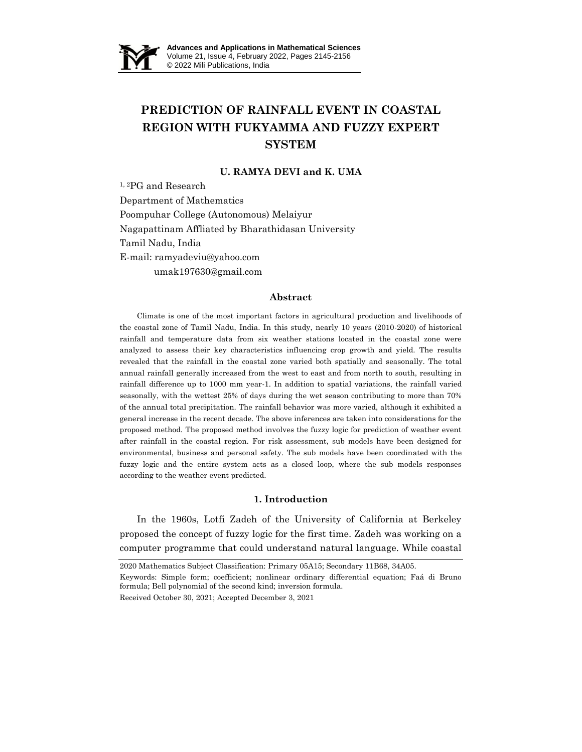# PREDICTION OF RAINFALL EVENT IN COASTAL REGION WITH FUKYAMMA AND FUZZY EXPERT SYSTEM

**U. RAMYA DEVI and K. UMA**

[1, 2]PG and Research
Department of Mathematics
Poompuhar College (Autonomous) Melaiyur
Nagapattinam Affliated by Bharathidasan University
Tamil Nadu, India
E-mail: ramyadeviu@yahoo.com
umak197630@gmail.com

## Abstract

Climate is one of the most important factors in agricultural production and livelihoods of the coastal zone of Tamil Nadu, India. In this study, nearly 10 years (2010-2020) of historical rainfall and temperature data from six weather stations located in the coastal zone were analyzed to assess their key characteristics influencing crop growth and yield. The results revealed that the rainfall in the coastal zone varied both spatially and seasonally. The total annual rainfall generally increased from the west to east and from north to south, resulting in rainfall difference up to 1000 mm year-1. In addition to spatial variations, the rainfall varied seasonally, with the wettest 25% of days during the wet season contributing to more than 70% of the annual total precipitation. The rainfall behavior was more varied, although it exhibited a general increase in the recent decade. The above inferences are taken into considerations for the proposed method. The proposed method involves the fuzzy logic for prediction of weather event after rainfall in the coastal region. For risk assessment, sub models have been designed for environmental, business and personal safety. The sub models have been coordinated with the fuzzy logic and the entire system acts as a closed loop, where the sub models responses according to the weather event predicted.

## 1. Introduction

In the 1960s, Lotfi Zadeh of the University of California at Berkeley proposed the concept of fuzzy logic for the first time. Zadeh was working on a computer programme that could understand natural language. While coastal

---

2020 Mathematics Subject Classification: Primary 05A15; Secondary 11B68, 34A05.

Keywords: Simple form; coefficient; nonlinear ordinary differential equation; Faá di Bruno formula; Bell polynomial of the second kind; inversion formula.

Received October 30, 2021; Accepted December 3, 2021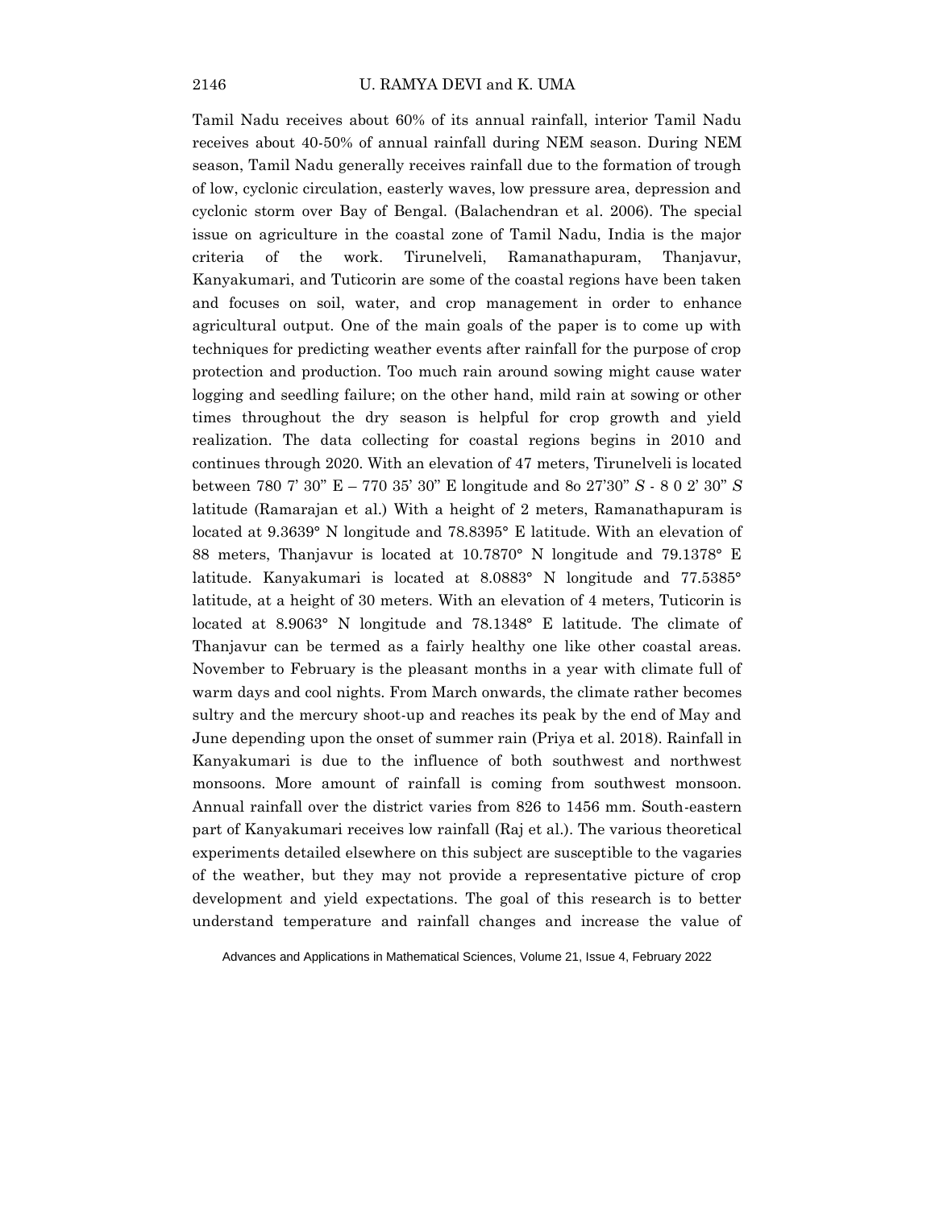Tamil Nadu receives about 60% of its annual rainfall, interior Tamil Nadu receives about 40-50% of annual rainfall during NEM season. During NEM season, Tamil Nadu generally receives rainfall due to the formation of trough of low, cyclonic circulation, easterly waves, low pressure area, depression and cyclonic storm over Bay of Bengal. (Balachendran et al. 2006). The special issue on agriculture in the coastal zone of Tamil Nadu, India is the major criteria of the work. Tirunelveli, Ramanathapuram, Thanjavur, Kanyakumari, and Tuticorin are some of the coastal regions have been taken and focuses on soil, water, and crop management in order to enhance agricultural output. One of the main goals of the paper is to come up with techniques for predicting weather events after rainfall for the purpose of crop protection and production. Too much rain around sowing might cause water logging and seedling failure; on the other hand, mild rain at sowing or other times throughout the dry season is helpful for crop growth and yield realization. The data collecting for coastal regions begins in 2010 and continues through 2020. With an elevation of 47 meters, Tirunelveli is located between 780 7' 30" E – 770 35' 30" E longitude and 8o 27'30" *S* - 8 0 2' 30" *S* latitude (Ramarajan et al.) With a height of 2 meters, Ramanathapuram is located at 9.3639° N longitude and 78.8395° E latitude. With an elevation of 88 meters, Thanjavur is located at 10.7870° N longitude and 79.1378° E latitude. Kanyakumari is located at 8.0883° N longitude and 77.5385° latitude, at a height of 30 meters. With an elevation of 4 meters, Tuticorin is located at 8.9063° N longitude and 78.1348° E latitude. The climate of Thanjavur can be termed as a fairly healthy one like other coastal areas. November to February is the pleasant months in a year with climate full of warm days and cool nights. From March onwards, the climate rather becomes sultry and the mercury shoot-up and reaches its peak by the end of May and June depending upon the onset of summer rain (Priya et al. 2018). Rainfall in Kanyakumari is due to the influence of both southwest and northwest monsoons. More amount of rainfall is coming from southwest monsoon. Annual rainfall over the district varies from 826 to 1456 mm. South-eastern part of Kanyakumari receives low rainfall (Raj et al.). The various theoretical experiments detailed elsewhere on this subject are susceptible to the vagaries of the weather, but they may not provide a representative picture of crop development and yield expectations. The goal of this research is to better understand temperature and rainfall changes and increase the value of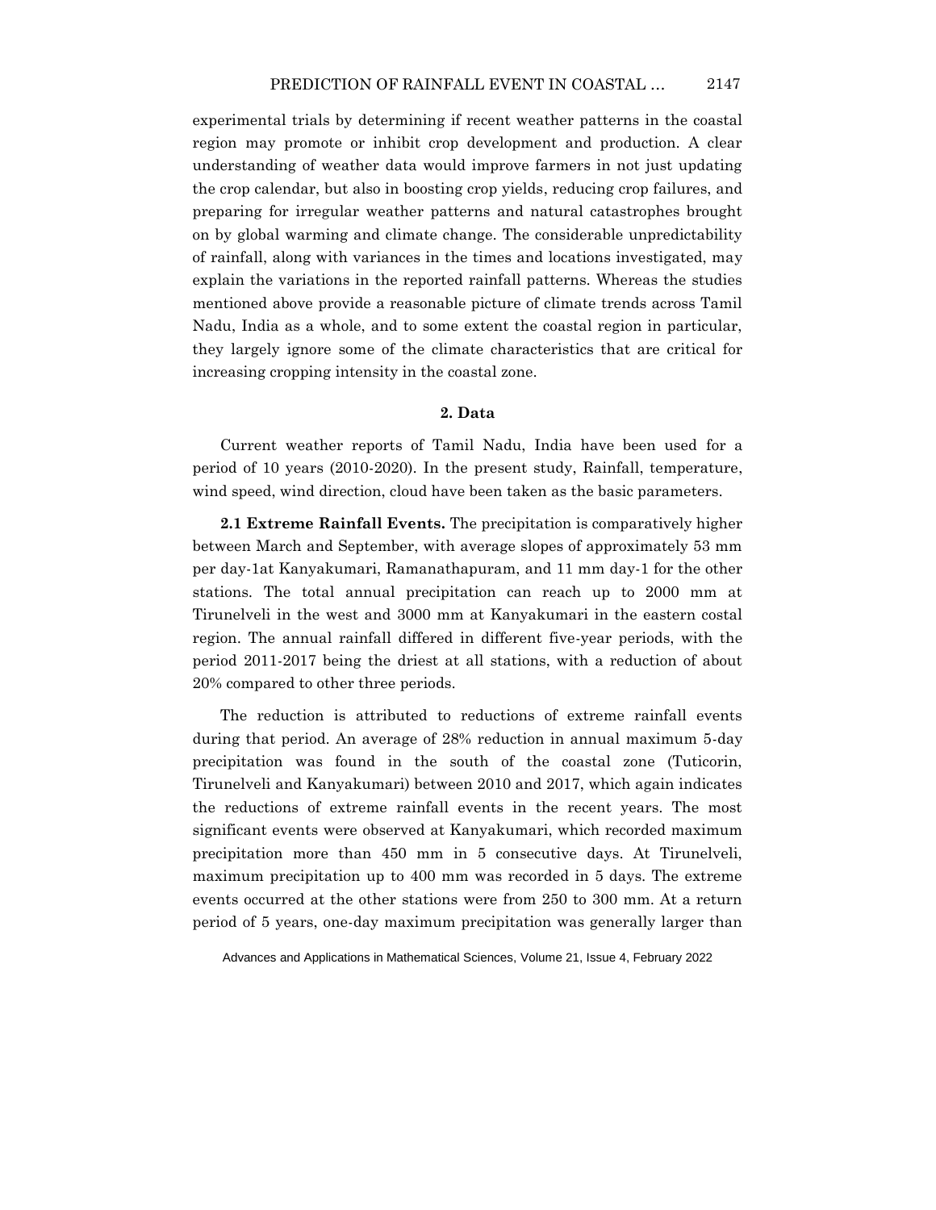experimental trials by determining if recent weather patterns in the coastal region may promote or inhibit crop development and production. A clear understanding of weather data would improve farmers in not just updating the crop calendar, but also in boosting crop yields, reducing crop failures, and preparing for irregular weather patterns and natural catastrophes brought on by global warming and climate change. The considerable unpredictability of rainfall, along with variances in the times and locations investigated, may explain the variations in the reported rainfall patterns. Whereas the studies mentioned above provide a reasonable picture of climate trends across Tamil Nadu, India as a whole, and to some extent the coastal region in particular, they largely ignore some of the climate characteristics that are critical for increasing cropping intensity in the coastal zone.

## 2. Data

Current weather reports of Tamil Nadu, India have been used for a period of 10 years (2010-2020). In the present study, Rainfall, temperature, wind speed, wind direction, cloud have been taken as the basic parameters.

**2.1 Extreme Rainfall Events.** The precipitation is comparatively higher between March and September, with average slopes of approximately 53 mm per day-1at Kanyakumari, Ramanathapuram, and 11 mm day-1 for the other stations. The total annual precipitation can reach up to 2000 mm at Tirunelveli in the west and 3000 mm at Kanyakumari in the eastern costal region. The annual rainfall differed in different five-year periods, with the period 2011-2017 being the driest at all stations, with a reduction of about 20% compared to other three periods.

The reduction is attributed to reductions of extreme rainfall events during that period. An average of 28% reduction in annual maximum 5-day precipitation was found in the south of the coastal zone (Tuticorin, Tirunelveli and Kanyakumari) between 2010 and 2017, which again indicates the reductions of extreme rainfall events in the recent years. The most significant events were observed at Kanyakumari, which recorded maximum precipitation more than 450 mm in 5 consecutive days. At Tirunelveli, maximum precipitation up to 400 mm was recorded in 5 days. The extreme events occurred at the other stations were from 250 to 300 mm. At a return period of 5 years, one-day maximum precipitation was generally larger than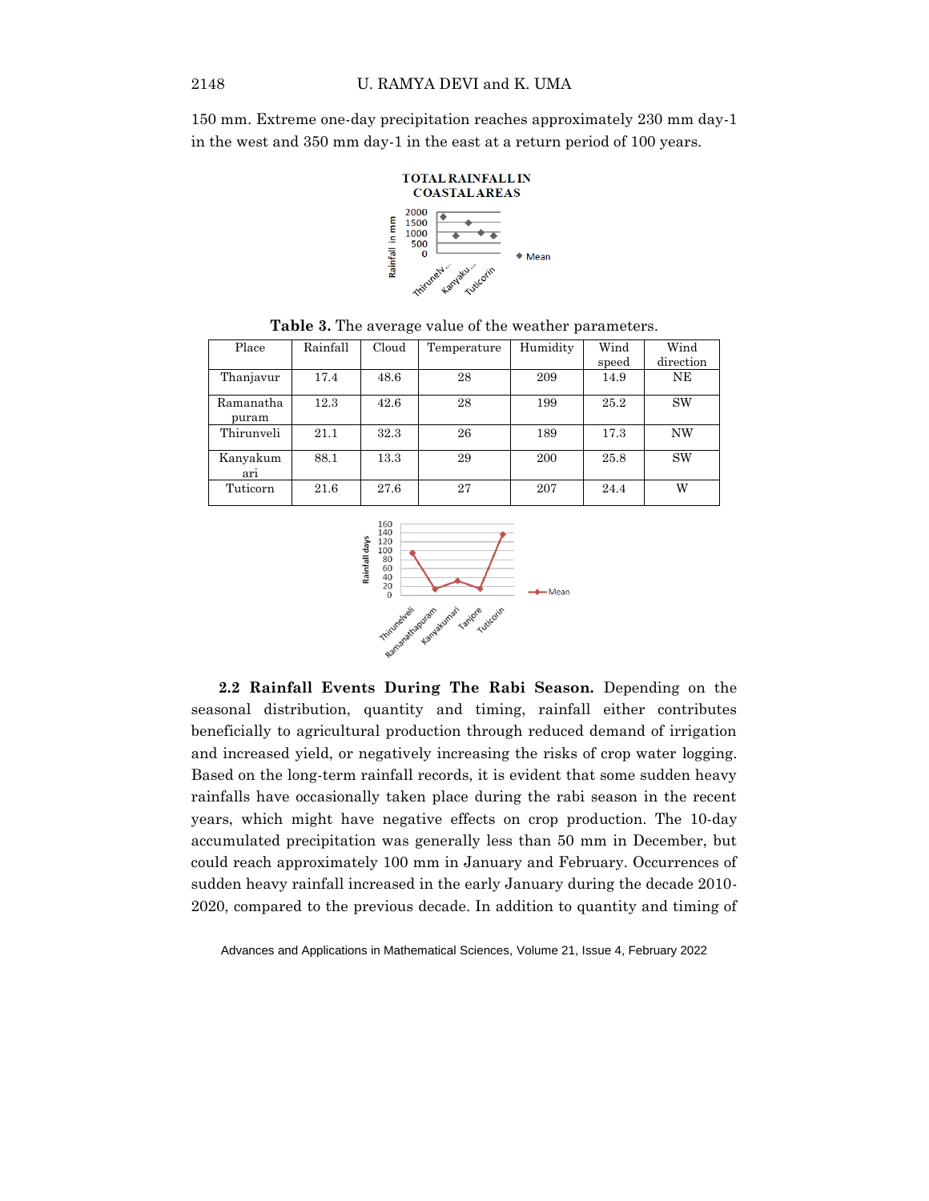150 mm. Extreme one-day precipitation reaches approximately 230 mm day-1 in the west and 350 mm day-1 in the east at a return period of 100 years.

**Table 3.** The average value of the weather parameters.

| Place | Rainfall | Cloud | Temperature | Humidity | Wind speed | Wind direction |
|---|---|---|---|---|---|---|
| Thanjavur | 17.4 | 48.6 | 28 | 209 | 14.9 | NE |
| Ramanatha puram | 12.3 | 42.6 | 28 | 199 | 25.2 | SW |
| Thirunveli | 21.1 | 32.3 | 26 | 189 | 17.3 | NW |
| Kanyakum ari | 88.1 | 13.3 | 29 | 200 | 25.8 | SW |
| Tuticorn | 21.6 | 27.6 | 27 | 207 | 24.4 | W |

**2.2 Rainfall Events During The Rabi Season.** Depending on the seasonal distribution, quantity and timing, rainfall either contributes beneficially to agricultural production through reduced demand of irrigation and increased yield, or negatively increasing the risks of crop water logging. Based on the long-term rainfall records, it is evident that some sudden heavy rainfalls have occasionally taken place during the rabi season in the recent years, which might have negative effects on crop production. The 10-day accumulated precipitation was generally less than 50 mm in December, but could reach approximately 100 mm in January and February. Occurrences of sudden heavy rainfall increased in the early January during the decade 2010-2020, compared to the previous decade. In addition to quantity and timing of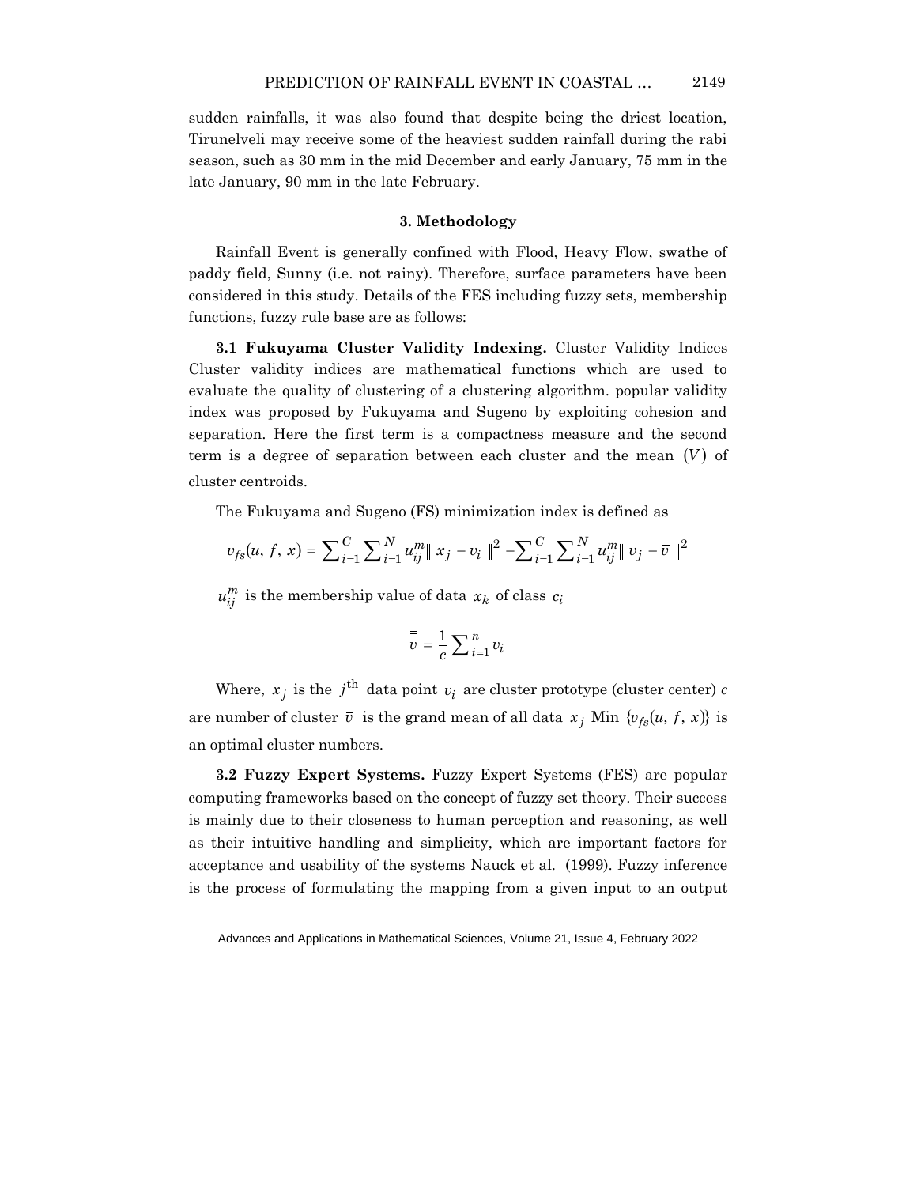sudden rainfalls, it was also found that despite being the driest location, Tirunelveli may receive some of the heaviest sudden rainfall during the rabi season, such as 30 mm in the mid December and early January, 75 mm in the late January, 90 mm in the late February.

## 3. Methodology

Rainfall Event is generally confined with Flood, Heavy Flow, swathe of paddy field, Sunny (i.e. not rainy). Therefore, surface parameters have been considered in this study. Details of the FES including fuzzy sets, membership functions, fuzzy rule base are as follows:

**3.1 Fukuyama Cluster Validity Indexing.** Cluster Validity Indices Cluster validity indices are mathematical functions which are used to evaluate the quality of clustering of a clustering algorithm. popular validity index was proposed by Fukuyama and Sugeno by exploiting cohesion and separation. Here the first term is a compactness measure and the second term is a degree of separation between each cluster and the mean $(V)$ of cluster centroids.

The Fukuyama and Sugeno (FS) minimization index is defined as

$$v_{fs}(u, f, x) = \sum_{i=1}^{C} \sum_{i=1}^{N} u_{ij}^{m} \| x_j - v_i \|^2 - \sum_{i=1}^{C} \sum_{i=1}^{N} u_{ij}^{m} \| v_j - \bar{v} \|^2$$

$u_{ij}^{m}$ is the membership value of data $x_k$ of class $c_i$

$$\bar{\bar{v}} = \frac{1}{c} \sum_{i=1}^{n} v_i$$

Where, $x_j$ is the $j^{\text{th}}$ data point $v_i$ are cluster prototype (cluster center) $c$ are number of cluster $\bar{v}$ is the grand mean of all data $x_j$ Min $\{v_{fs}(u, f, x)\}$ is an optimal cluster numbers.

**3.2 Fuzzy Expert Systems.** Fuzzy Expert Systems (FES) are popular computing frameworks based on the concept of fuzzy set theory. Their success is mainly due to their closeness to human perception and reasoning, as well as their intuitive handling and simplicity, which are important factors for acceptance and usability of the systems Nauck et al. (1999). Fuzzy inference is the process of formulating the mapping from a given input to an output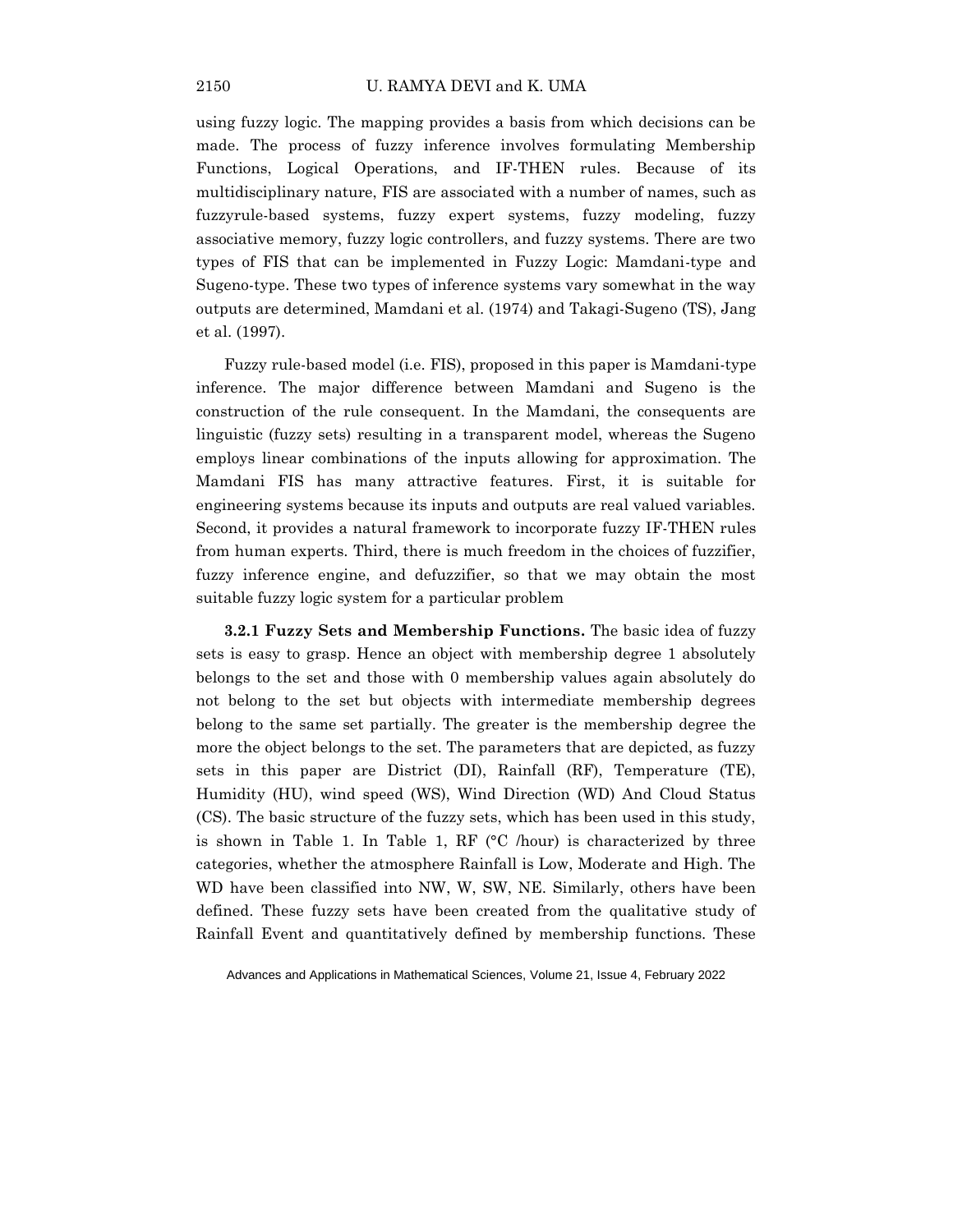using fuzzy logic. The mapping provides a basis from which decisions can be made. The process of fuzzy inference involves formulating Membership Functions, Logical Operations, and IF-THEN rules. Because of its multidisciplinary nature, FIS are associated with a number of names, such as fuzzyrule-based systems, fuzzy expert systems, fuzzy modeling, fuzzy associative memory, fuzzy logic controllers, and fuzzy systems. There are two types of FIS that can be implemented in Fuzzy Logic: Mamdani-type and Sugeno-type. These two types of inference systems vary somewhat in the way outputs are determined, Mamdani et al. (1974) and Takagi-Sugeno (TS), Jang et al. (1997).

Fuzzy rule-based model (i.e. FIS), proposed in this paper is Mamdani-type inference. The major difference between Mamdani and Sugeno is the construction of the rule consequent. In the Mamdani, the consequents are linguistic (fuzzy sets) resulting in a transparent model, whereas the Sugeno employs linear combinations of the inputs allowing for approximation. The Mamdani FIS has many attractive features. First, it is suitable for engineering systems because its inputs and outputs are real valued variables. Second, it provides a natural framework to incorporate fuzzy IF-THEN rules from human experts. Third, there is much freedom in the choices of fuzzifier, fuzzy inference engine, and defuzzifier, so that we may obtain the most suitable fuzzy logic system for a particular problem

**3.2.1 Fuzzy Sets and Membership Functions.** The basic idea of fuzzy sets is easy to grasp. Hence an object with membership degree 1 absolutely belongs to the set and those with 0 membership values again absolutely do not belong to the set but objects with intermediate membership degrees belong to the same set partially. The greater is the membership degree the more the object belongs to the set. The parameters that are depicted, as fuzzy sets in this paper are District (DI), Rainfall (RF), Temperature (TE), Humidity (HU), wind speed (WS), Wind Direction (WD) And Cloud Status (CS). The basic structure of the fuzzy sets, which has been used in this study, is shown in Table 1. In Table 1, RF (°C /hour) is characterized by three categories, whether the atmosphere Rainfall is Low, Moderate and High. The WD have been classified into NW, W, SW, NE. Similarly, others have been defined. These fuzzy sets have been created from the qualitative study of Rainfall Event and quantitatively defined by membership functions. These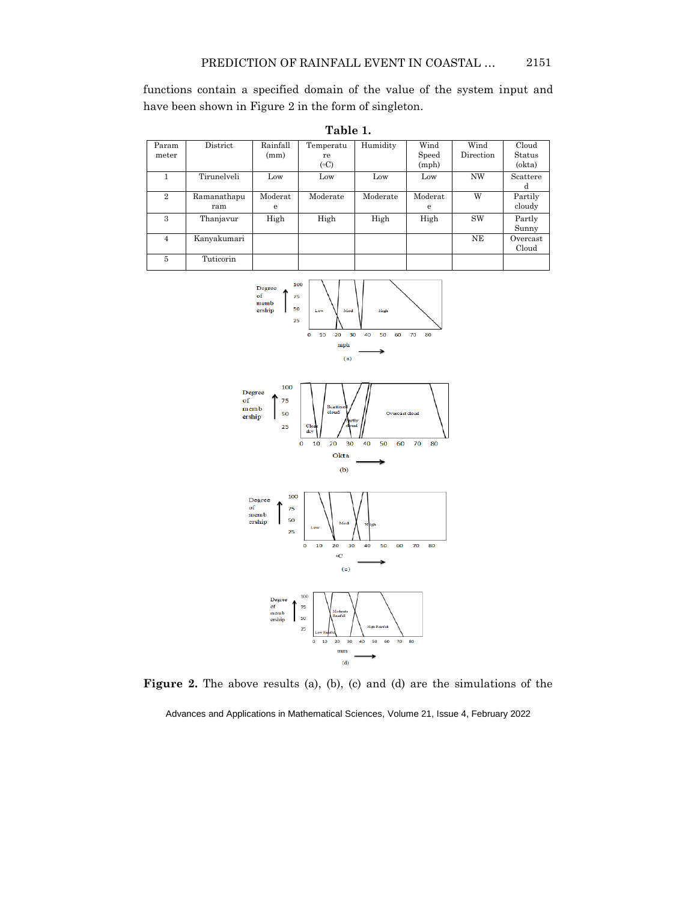functions contain a specified domain of the value of the system input and have been shown in Figure 2 in the form of singleton.

**Table 1.**

| Parammeter | District | Rainfall (mm) | Temperature (◦C) | Humidity | Wind Speed (mph) | Wind Direction | Cloud Status (okta) |
|---|---|---|---|---|---|---|---|
| 1 | Tirunelveli | Low | Low | Low | Low | NW | Scattered |
| 2 | Ramanathapuram | Moderate | Moderate | Moderate | Moderate | W | Partily cloudy |
| 3 | Thanjavur | High | High | High | High | SW | Partly Sunny |
| 4 | Kanyakumari | | | | | NE | Overcast Cloud |
| 5 | Tuticorin | | | | | | |

**Figure 2.** The above results (a), (b), (c) and (d) are the simulations of the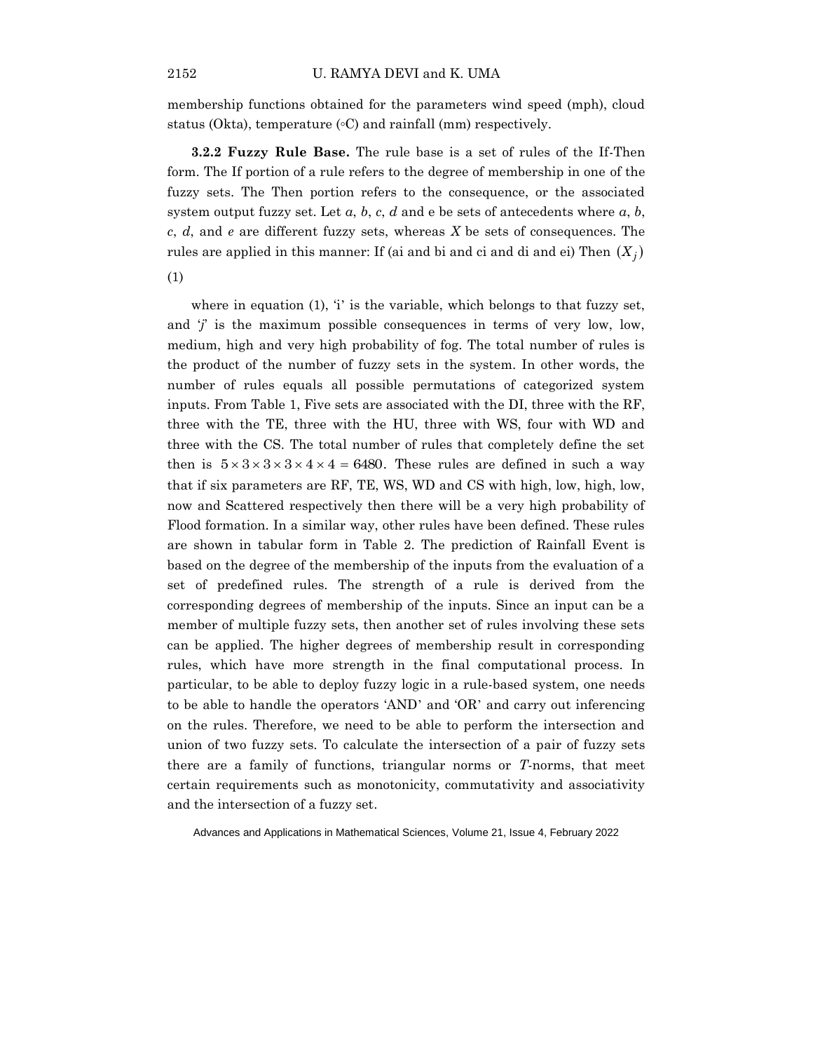membership functions obtained for the parameters wind speed (mph), cloud status (Okta), temperature (◦C) and rainfall (mm) respectively.

**3.2.2 Fuzzy Rule Base.** The rule base is a set of rules of the If-Then form. The If portion of a rule refers to the degree of membership in one of the fuzzy sets. The Then portion refers to the consequence, or the associated system output fuzzy set. Let *a*, *b*, *c*, *d* and e be sets of antecedents where *a*, *b*, *c*, *d*, and *e* are different fuzzy sets, whereas *X* be sets of consequences. The rules are applied in this manner: If (ai and bi and ci and di and ei) Then $(X_j)$

(1)

where in equation (1), 'i' is the variable, which belongs to that fuzzy set, and '*j*' is the maximum possible consequences in terms of very low, low, medium, high and very high probability of fog. The total number of rules is the product of the number of fuzzy sets in the system. In other words, the number of rules equals all possible permutations of categorized system inputs. From Table 1, Five sets are associated with the DI, three with the RF, three with the TE, three with the HU, three with WS, four with WD and three with the CS. The total number of rules that completely define the set then is $5 \times 3 \times 3 \times 3 \times 4 \times 4 = 6480$. These rules are defined in such a way that if six parameters are RF, TE, WS, WD and CS with high, low, high, low, now and Scattered respectively then there will be a very high probability of Flood formation. In a similar way, other rules have been defined. These rules are shown in tabular form in Table 2. The prediction of Rainfall Event is based on the degree of the membership of the inputs from the evaluation of a set of predefined rules. The strength of a rule is derived from the corresponding degrees of membership of the inputs. Since an input can be a member of multiple fuzzy sets, then another set of rules involving these sets can be applied. The higher degrees of membership result in corresponding rules, which have more strength in the final computational process. In particular, to be able to deploy fuzzy logic in a rule-based system, one needs to be able to handle the operators 'AND' and 'OR' and carry out inferencing on the rules. Therefore, we need to be able to perform the intersection and union of two fuzzy sets. To calculate the intersection of a pair of fuzzy sets there are a family of functions, triangular norms or *T*-norms, that meet certain requirements such as monotonicity, commutativity and associativity and the intersection of a fuzzy set.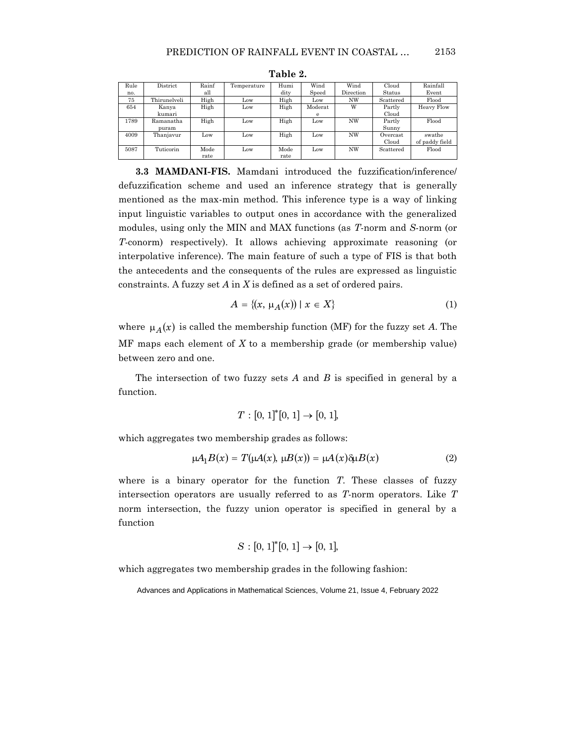**Table 2.**

| Rule no. | District | Rainfall | Temperature | Humidity | Wind Speed | Wind Direction | Cloud Status | Rainfall Event |
|---|---|---|---|---|---|---|---|---|
| 75 | Thirunelveli | High | Low | High | Low | NW | Scattered | Flood |
| 654 | Kanya kumari | High | Low | High | Moderate | W | Partly Cloud | Heavy Flow |
| 1789 | Ramanatha puram | High | Low | High | Low | NW | Partly Sunny | Flood |
| 4009 | Thanjavur | Low | Low | High | Low | NW | Overcast Cloud | swathe of paddy field |
| 5087 | Tuticorin | Moderate | Low | Moderate | Low | NW | Scattered | Flood |

**3.3 MAMDANI-FIS.** Mamdani introduced the fuzzification/inference/defuzzification scheme and used an inference strategy that is generally mentioned as the max-min method. This inference type is a way of linking input linguistic variables to output ones in accordance with the generalized modules, using only the MIN and MAX functions (as $T$-norm and $S$-norm (or $T$-conorm) respectively). It allows achieving approximate reasoning (or interpolative inference). The main feature of such a type of FIS is that both the antecedents and the consequents of the rules are expressed as linguistic constraints. A fuzzy set $A$ in $X$ is defined as a set of ordered pairs.

$$A = \{(x, \mu_A(x)) \mid x \in X\} \tag{1}$$

where $\mu_A(x)$ is called the membership function (MF) for the fuzzy set $A$. The MF maps each element of $X$ to a membership grade (or membership value) between zero and one.

The intersection of two fuzzy sets $A$ and $B$ is specified in general by a function.

$$T : [0, 1]^{*}[0, 1] \rightarrow [0, 1],$$

which aggregates two membership grades as follows:

$$\mu A_1 B(x) = T(\mu A(x), \mu B(x)) = \mu A(x) \delta \mu B(x) \tag{2}$$

where is a binary operator for the function $T$. These classes of fuzzy intersection operators are usually referred to as $T$-norm operators. Like $T$ norm intersection, the fuzzy union operator is specified in general by a function

$$S : [0, 1]^{*}[0, 1] \rightarrow [0, 1],$$

which aggregates two membership grades in the following fashion: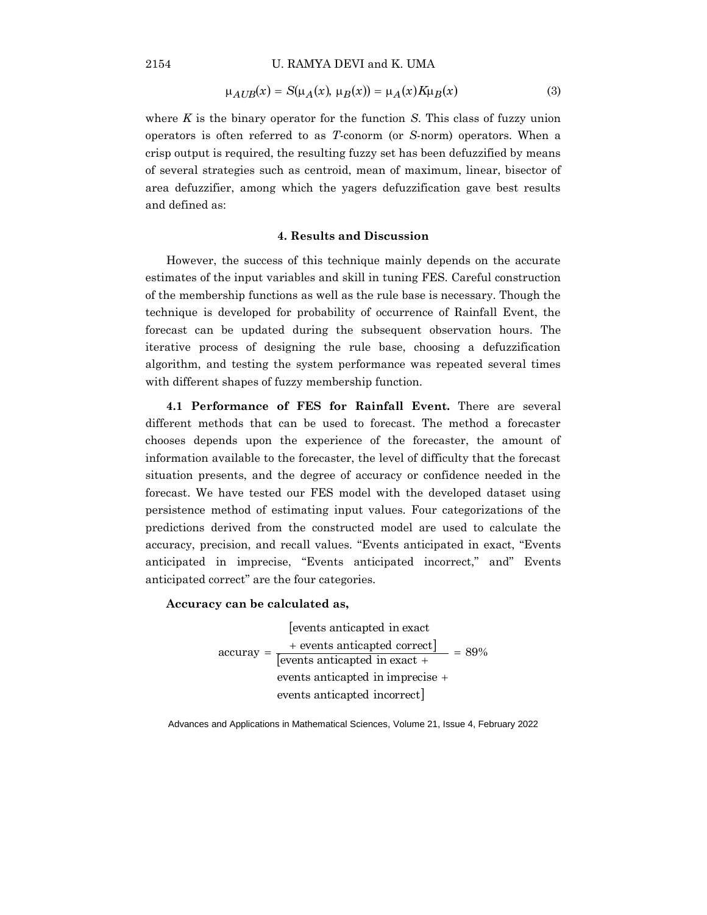$$\mu_{AUB}(x) = S(\mu_A(x), \mu_B(x)) = \mu_A(x) K \mu_B(x) \tag{3}$$

where $K$ is the binary operator for the function $S$. This class of fuzzy union operators is often referred to as $T$-conorm (or $S$-norm) operators. When a crisp output is required, the resulting fuzzy set has been defuzzified by means of several strategies such as centroid, mean of maximum, linear, bisector of area defuzzifier, among which the yagers defuzzification gave best results and defined as:

## 4. Results and Discussion

However, the success of this technique mainly depends on the accurate estimates of the input variables and skill in tuning FES. Careful construction of the membership functions as well as the rule base is necessary. Though the technique is developed for probability of occurrence of Rainfall Event, the forecast can be updated during the subsequent observation hours. The iterative process of designing the rule base, choosing a defuzzification algorithm, and testing the system performance was repeated several times with different shapes of fuzzy membership function.

**4.1 Performance of FES for Rainfall Event.** There are several different methods that can be used to forecast. The method a forecaster chooses depends upon the experience of the forecaster, the amount of information available to the forecaster, the level of difficulty that the forecast situation presents, and the degree of accuracy or confidence needed in the forecast. We have tested our FES model with the developed dataset using persistence method of estimating input values. Four categorizations of the predictions derived from the constructed model are used to calculate the accuracy, precision, and recall values. "Events anticipated in exact, "Events anticipated in imprecise, "Events anticipated incorrect," and" Events anticipated correct" are the four categories.

**Accuracy can be calculated as,**

$$\text{accuray} = \frac{[\text{events anticapted in exact} + \text{events anticapted correct}]}{[\text{events anticapted in exact} + \text{events anticapted in imprecise} + \text{events anticapted incorrect}]} = 89\%$$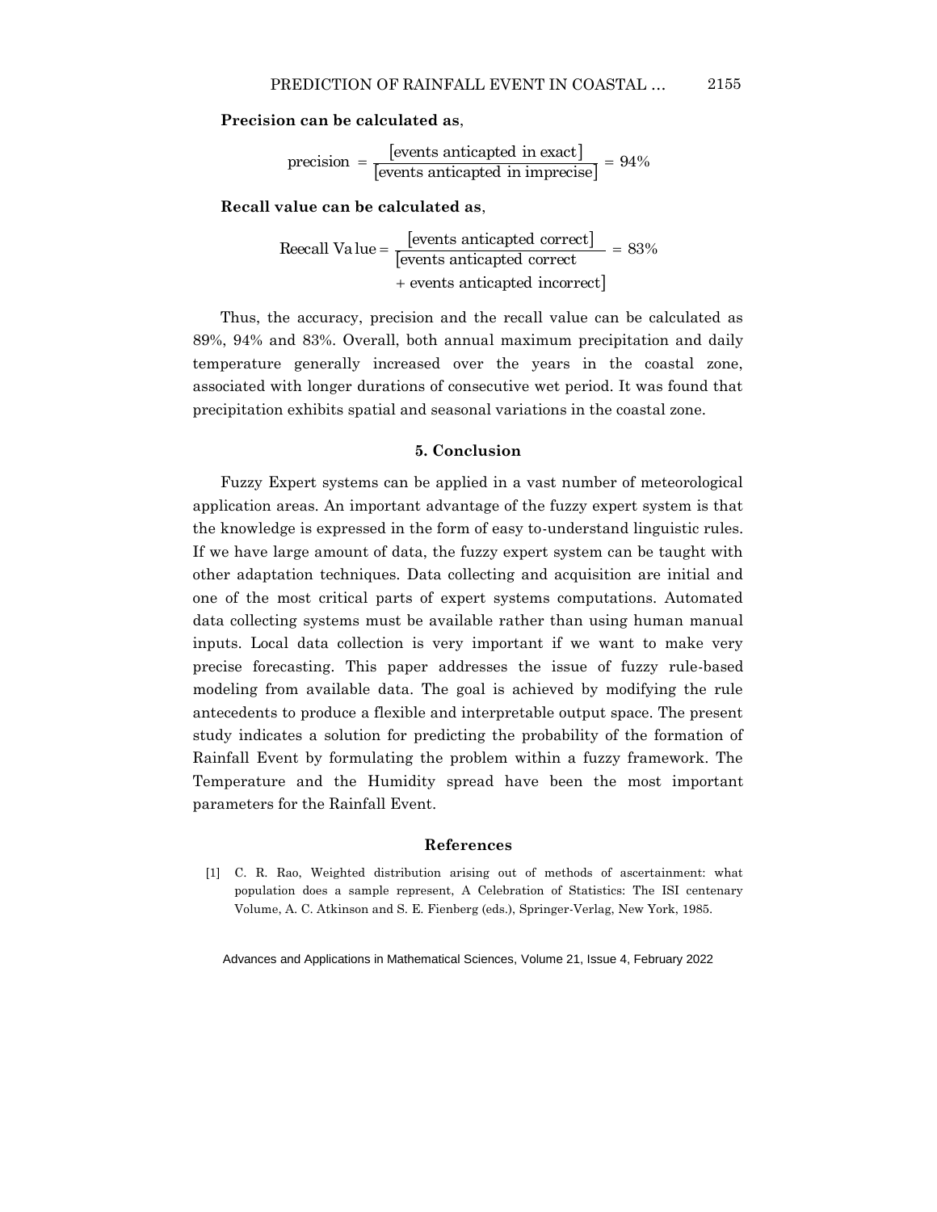**Precision can be calculated as**,

$$\text{precision} = \frac{[\text{events anticapted in exact}]}{[\text{events anticapted in imprecise}]} = 94\%$$

**Recall value can be calculated as**,

$$\text{Reecall Value} = \frac{[\text{events anticapted correct}]}{[\text{events anticapted correct} + \text{events anticapted incorrect}]} = 83\%$$

Thus, the accuracy, precision and the recall value can be calculated as 89%, 94% and 83%. Overall, both annual maximum precipitation and daily temperature generally increased over the years in the coastal zone, associated with longer durations of consecutive wet period. It was found that precipitation exhibits spatial and seasonal variations in the coastal zone.

## 5. Conclusion

Fuzzy Expert systems can be applied in a vast number of meteorological application areas. An important advantage of the fuzzy expert system is that the knowledge is expressed in the form of easy to-understand linguistic rules. If we have large amount of data, the fuzzy expert system can be taught with other adaptation techniques. Data collecting and acquisition are initial and one of the most critical parts of expert systems computations. Automated data collecting systems must be available rather than using human manual inputs. Local data collection is very important if we want to make very precise forecasting. This paper addresses the issue of fuzzy rule-based modeling from available data. The goal is achieved by modifying the rule antecedents to produce a flexible and interpretable output space. The present study indicates a solution for predicting the probability of the formation of Rainfall Event by formulating the problem within a fuzzy framework. The Temperature and the Humidity spread have been the most important parameters for the Rainfall Event.

## References

[1] C. R. Rao, Weighted distribution arising out of methods of ascertainment: what population does a sample represent, A Celebration of Statistics: The ISI centenary Volume, A. C. Atkinson and S. E. Fienberg (eds.), Springer-Verlag, New York, 1985.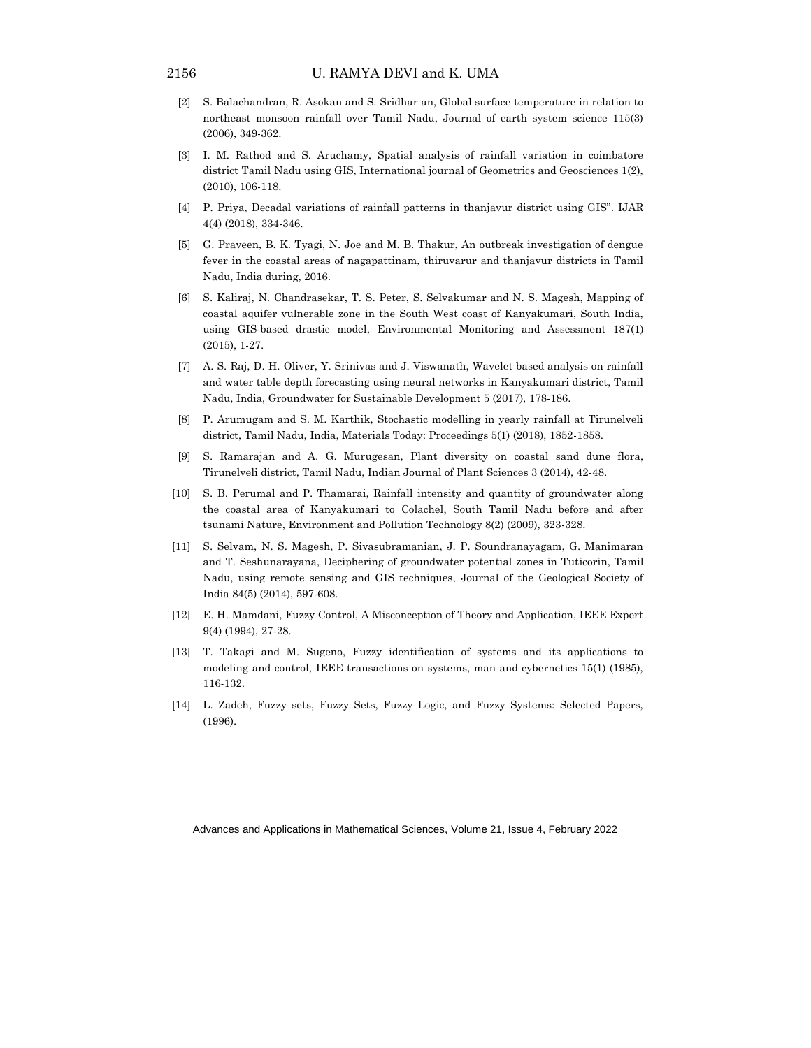[2] S. Balachandran, R. Asokan and S. Sridhar an, Global surface temperature in relation to northeast monsoon rainfall over Tamil Nadu, Journal of earth system science 115(3) (2006), 349-362.

[3] I. M. Rathod and S. Aruchamy, Spatial analysis of rainfall variation in coimbatore district Tamil Nadu using GIS, International journal of Geometrics and Geosciences 1(2), (2010), 106-118.

[4] P. Priya, Decadal variations of rainfall patterns in thanjavur district using GIS". IJAR 4(4) (2018), 334-346.

[5] G. Praveen, B. K. Tyagi, N. Joe and M. B. Thakur, An outbreak investigation of dengue fever in the coastal areas of nagapattinam, thiruvarur and thanjavur districts in Tamil Nadu, India during, 2016.

[6] S. Kaliraj, N. Chandrasekar, T. S. Peter, S. Selvakumar and N. S. Magesh, Mapping of coastal aquifer vulnerable zone in the South West coast of Kanyakumari, South India, using GIS-based drastic model, Environmental Monitoring and Assessment 187(1) (2015), 1-27.

[7] A. S. Raj, D. H. Oliver, Y. Srinivas and J. Viswanath, Wavelet based analysis on rainfall and water table depth forecasting using neural networks in Kanyakumari district, Tamil Nadu, India, Groundwater for Sustainable Development 5 (2017), 178-186.

[8] P. Arumugam and S. M. Karthik, Stochastic modelling in yearly rainfall at Tirunelveli district, Tamil Nadu, India, Materials Today: Proceedings 5(1) (2018), 1852-1858.

[9] S. Ramarajan and A. G. Murugesan, Plant diversity on coastal sand dune flora, Tirunelveli district, Tamil Nadu, Indian Journal of Plant Sciences 3 (2014), 42-48.

[10] S. B. Perumal and P. Thamarai, Rainfall intensity and quantity of groundwater along the coastal area of Kanyakumari to Colachel, South Tamil Nadu before and after tsunami Nature, Environment and Pollution Technology 8(2) (2009), 323-328.

[11] S. Selvam, N. S. Magesh, P. Sivasubramanian, J. P. Soundranayagam, G. Manimaran and T. Seshunarayana, Deciphering of groundwater potential zones in Tuticorin, Tamil Nadu, using remote sensing and GIS techniques, Journal of the Geological Society of India 84(5) (2014), 597-608.

[12] E. H. Mamdani, Fuzzy Control, A Misconception of Theory and Application, IEEE Expert 9(4) (1994), 27-28.

[13] T. Takagi and M. Sugeno, Fuzzy identification of systems and its applications to modeling and control, IEEE transactions on systems, man and cybernetics 15(1) (1985), 116-132.

[14] L. Zadeh, Fuzzy sets, Fuzzy Sets, Fuzzy Logic, and Fuzzy Systems: Selected Papers, (1996).